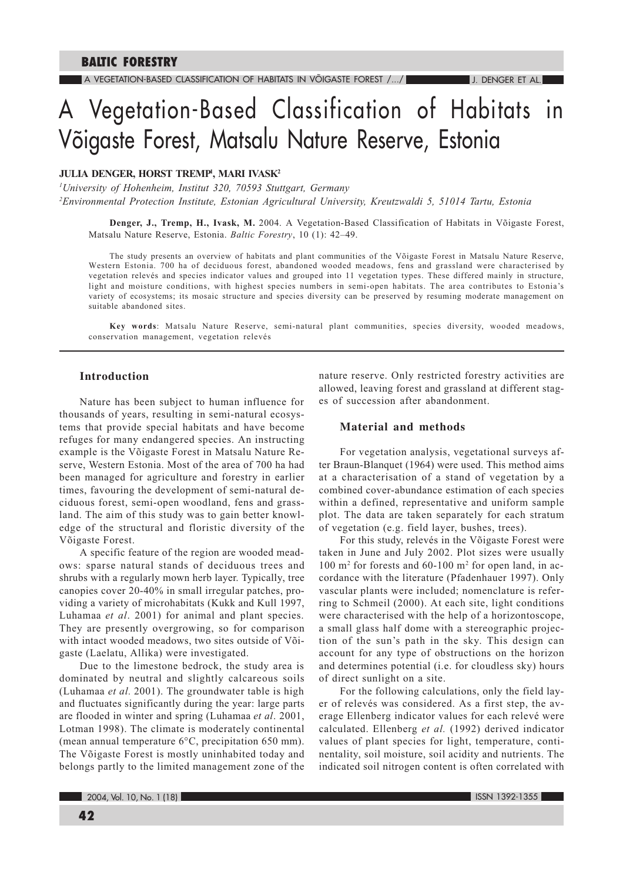# A Vegetation-Based Classification of Habitats in Võigaste Forest, Matsalu Nature Reserve, Estonia

**JULIA DENGER, HORST TREMP[1], MARI IVASK[2]**

[1]*University of Hohenheim, Institut 320, 70593 Stuttgart, Germany*

[2]*Environmental Protection Institute, Estonian Agricultural University, Kreutzwaldi 5, 51014 Tartu, Estonia*

**Denger, J., Tremp, H., Ivask, M.** 2004. A Vegetation-Based Classification of Habitats in Võigaste Forest, Matsalu Nature Reserve, Estonia. *Baltic Forestry*, 10 (1): 42–49.

The study presents an overview of habitats and plant communities of the Võigaste Forest in Matsalu Nature Reserve, Western Estonia. 700 ha of deciduous forest, abandoned wooded meadows, fens and grassland were characterised by vegetation relevés and species indicator values and grouped into 11 vegetation types. These differed mainly in structure, light and moisture conditions, with highest species numbers in semi-open habitats. The area contributes to Estonia's variety of ecosystems; its mosaic structure and species diversity can be preserved by resuming moderate management on suitable abandoned sites.

**Key words**: Matsalu Nature Reserve, semi-natural plant communities, species diversity, wooded meadows, conservation management, vegetation relevés

## Introduction

Nature has been subject to human influence for thousands of years, resulting in semi-natural ecosystems that provide special habitats and have become refuges for many endangered species. An instructing example is the Võigaste Forest in Matsalu Nature Reserve, Western Estonia. Most of the area of 700 ha had been managed for agriculture and forestry in earlier times, favouring the development of semi-natural deciduous forest, semi-open woodland, fens and grassland. The aim of this study was to gain better knowledge of the structural and floristic diversity of the Võigaste Forest.

A specific feature of the region are wooded meadows: sparse natural stands of deciduous trees and shrubs with a regularly mown herb layer. Typically, tree canopies cover 20-40% in small irregular patches, providing a variety of microhabitats (Kukk and Kull 1997, Luhamaa *et al*. 2001) for animal and plant species. They are presently overgrowing, so for comparison with intact wooded meadows, two sites outside of Võigaste (Laelatu, Allika) were investigated.

Due to the limestone bedrock, the study area is dominated by neutral and slightly calcareous soils (Luhamaa *et al.* 2001). The groundwater table is high and fluctuates significantly during the year: large parts are flooded in winter and spring (Luhamaa *et al*. 2001, Lotman 1998). The climate is moderately continental (mean annual temperature 6°C, precipitation 650 mm). The Võigaste Forest is mostly uninhabited today and belongs partly to the limited management zone of the nature reserve. Only restricted forestry activities are allowed, leaving forest and grassland at different stages of succession after abandonment.

## Material and methods

For vegetation analysis, vegetational surveys after Braun-Blanquet (1964) were used. This method aims at a characterisation of a stand of vegetation by a combined cover-abundance estimation of each species within a defined, representative and uniform sample plot. The data are taken separately for each stratum of vegetation (e.g. field layer, bushes, trees).

For this study, relevés in the Võigaste Forest were taken in June and July 2002. Plot sizes were usually 100 m$^2$ for forests and 60-100 m$^2$ for open land, in accordance with the literature (Pfadenhauer 1997). Only vascular plants were included; nomenclature is referring to Schmeil (2000). At each site, light conditions were characterised with the help of a horizontoscope, a small glass half dome with a stereographic projection of the sun's path in the sky. This design can account for any type of obstructions on the horizon and determines potential (i.e. for cloudless sky) hours of direct sunlight on a site.

For the following calculations, only the field layer of relevés was considered. As a first step, the average Ellenberg indicator values for each relevé were calculated. Ellenberg *et al.* (1992) derived indicator values of plant species for light, temperature, continentality, soil moisture, soil acidity and nutrients. The indicated soil nitrogen content is often correlated with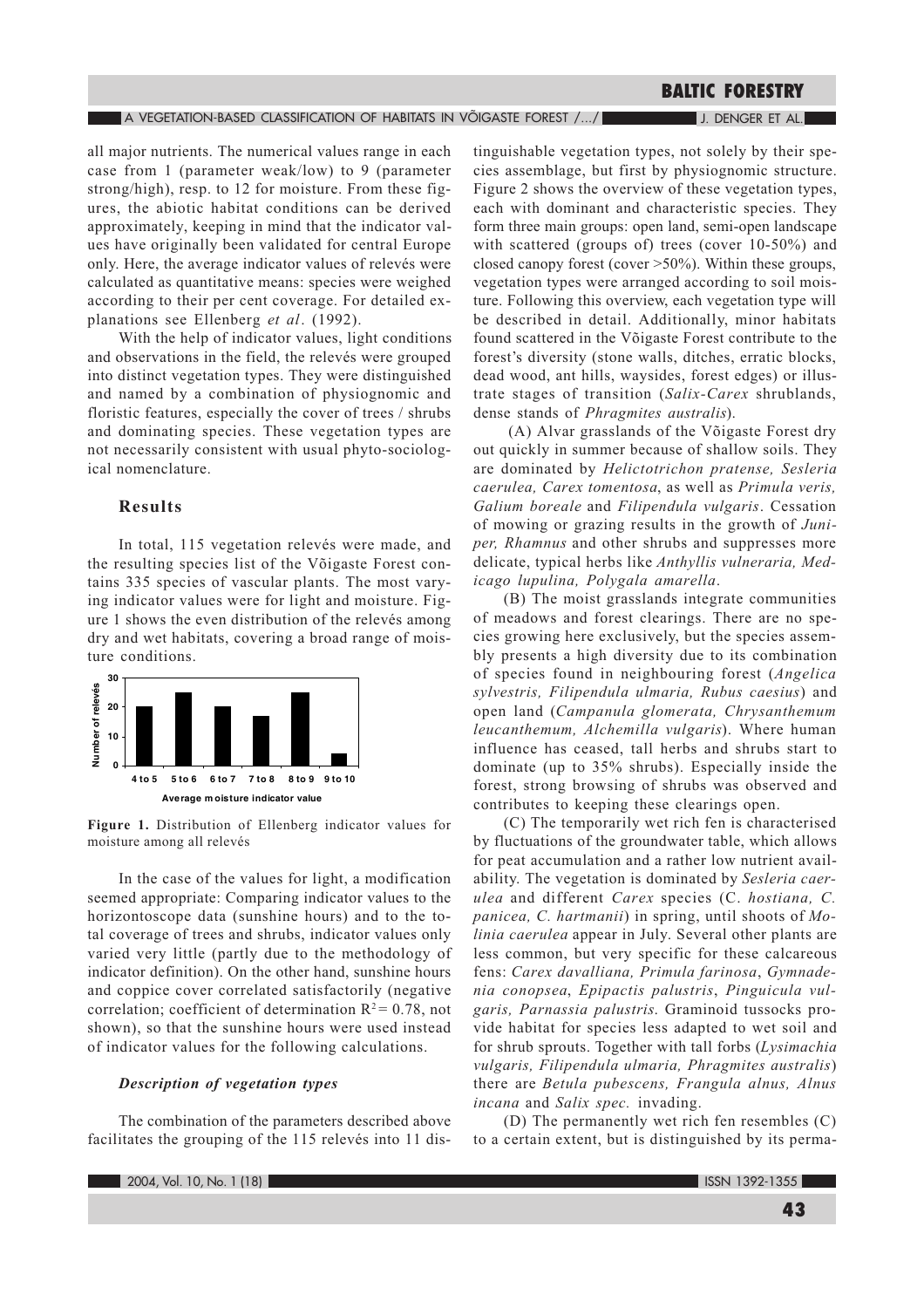all major nutrients. The numerical values range in each case from 1 (parameter weak/low) to 9 (parameter strong/high), resp. to 12 for moisture. From these figures, the abiotic habitat conditions can be derived approximately, keeping in mind that the indicator values have originally been validated for central Europe only. Here, the average indicator values of relevés were calculated as quantitative means: species were weighed according to their per cent coverage. For detailed explanations see Ellenberg *et al*. (1992).

With the help of indicator values, light conditions and observations in the field, the relevés were grouped into distinct vegetation types. They were distinguished and named by a combination of physiognomic and floristic features, especially the cover of trees / shrubs and dominating species. These vegetation types are not necessarily consistent with usual phyto-sociological nomenclature.

## Results

In total, 115 vegetation relevés were made, and the resulting species list of the Võigaste Forest contains 335 species of vascular plants. The most varying indicator values were for light and moisture. Figure 1 shows the even distribution of the relevés among dry and wet habitats, covering a broad range of moisture conditions.

**Figure 1.** Distribution of Ellenberg indicator values for moisture among all relevés

In the case of the values for light, a modification seemed appropriate: Comparing indicator values to the horizontoscope data (sunshine hours) and to the total coverage of trees and shrubs, indicator values only varied very little (partly due to the methodology of indicator definition). On the other hand, sunshine hours and coppice cover correlated satisfactorily (negative correlation; coefficient of determination $R^2 = 0.78$, not shown), so that the sunshine hours were used instead of indicator values for the following calculations.

### *Description of vegetation types*

The combination of the parameters described above facilitates the grouping of the 115 relevés into 11 distinguishable vegetation types, not solely by their species assemblage, but first by physiognomic structure. Figure 2 shows the overview of these vegetation types, each with dominant and characteristic species. They form three main groups: open land, semi-open landscape with scattered (groups of) trees (cover 10-50%) and closed canopy forest (cover >50%). Within these groups, vegetation types were arranged according to soil moisture. Following this overview, each vegetation type will be described in detail. Additionally, minor habitats found scattered in the Võigaste Forest contribute to the forest's diversity (stone walls, ditches, erratic blocks, dead wood, ant hills, waysides, forest edges) or illustrate stages of transition (*Salix-Carex* shrublands, dense stands of *Phragmites australis*).

(A) Alvar grasslands of the Võigaste Forest dry out quickly in summer because of shallow soils. They are dominated by *Helictotrichon pratense, Sesleria caerulea, Carex tomentosa*, as well as *Primula veris, Galium boreale* and *Filipendula vulgaris*. Cessation of mowing or grazing results in the growth of *Juniper, Rhamnus* and other shrubs and suppresses more delicate, typical herbs like *Anthyllis vulneraria, Medicago lupulina, Polygala amarella*.

(B) The moist grasslands integrate communities of meadows and forest clearings. There are no species growing here exclusively, but the species assembly presents a high diversity due to its combination of species found in neighbouring forest (*Angelica sylvestris, Filipendula ulmaria, Rubus caesius*) and open land (*Campanula glomerata, Chrysanthemum leucanthemum, Alchemilla vulgaris*). Where human influence has ceased, tall herbs and shrubs start to dominate (up to 35% shrubs). Especially inside the forest, strong browsing of shrubs was observed and contributes to keeping these clearings open.

(C) The temporarily wet rich fen is characterised by fluctuations of the groundwater table, which allows for peat accumulation and a rather low nutrient availability. The vegetation is dominated by *Sesleria caerulea* and different *Carex* species (*C. hostiana, C. panicea, C. hartmanii*) in spring, until shoots of *Molinia caerulea* appear in July. Several other plants are less common, but very specific for these calcareous fens: *Carex davalliana, Primula farinosa*, *Gymnadenia conopsea*, *Epipactis palustris*, *Pinguicula vulgaris, Parnassia palustris*. Graminoid tussocks provide habitat for species less adapted to wet soil and for shrub sprouts. Together with tall forbs (*Lysimachia vulgaris, Filipendula ulmaria, Phragmites australis*) there are *Betula pubescens, Frangula alnus, Alnus incana* and *Salix spec.* invading.

(D) The permanently wet rich fen resembles (C) to a certain extent, but is distinguished by its perma-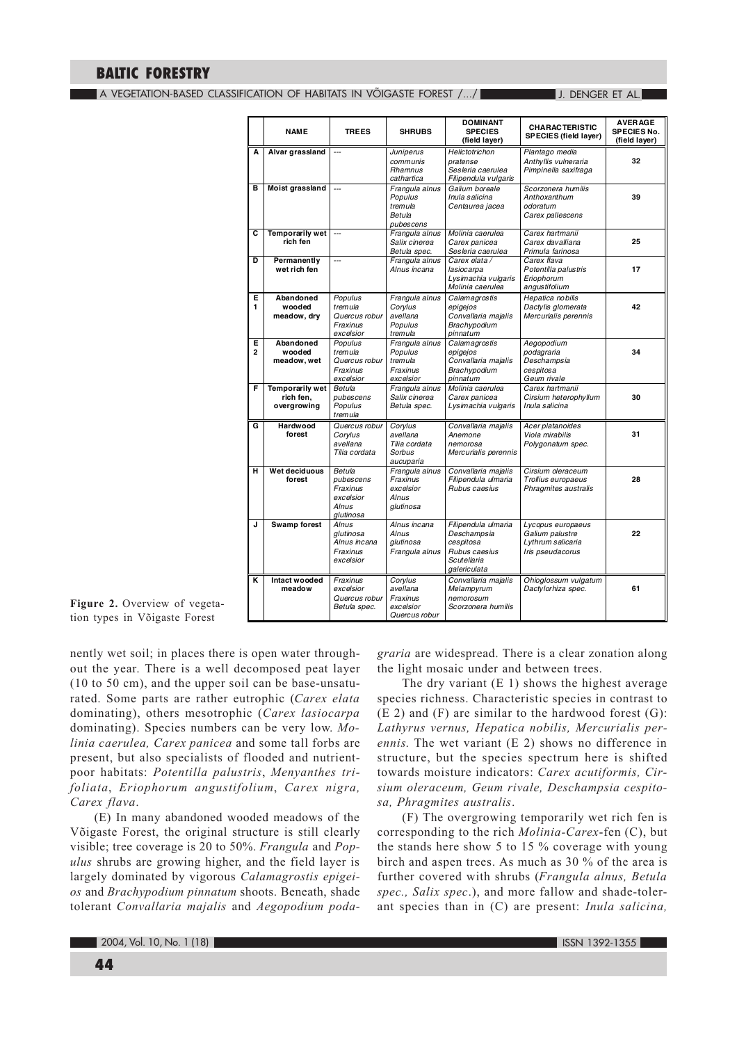| | NAME | TREES | SHRUBS | DOMINANT SPECIES (field layer) | CHARACTERISTIC SPECIES (field layer) | AVERAGE SPECIES No. (field layer) |
|---|---|---|---|---|---|---|
| A | Alvar grassland | --- | *Juniperus communis* *Rhamnus cathartica* | *Helictotrichon pratense* *Sesleria caerulea* *Filipendula vulgaris* | *Plantago media* *Anthyllis vulneraria* *Pimpinella saxifraga* | 32 |
| B | Moist grassland | --- | *Frangula alnus* *Populus tremula* *Betula pubescens* | *Galium boreale* *Inula salicina* *Centaurea jacea* | *Scorzonera humilis* *Anthoxanthum odoratum* *Carex pallescens* | 39 |
| C | Temporarily wet rich fen | --- | *Frangula alnus* *Salix cinerea* *Betula spec.* | *Molinia caerulea* *Carex panicea* *Sesleria caerulea* | *Carex hartmanii* *Carex davalliana* *Primula farinosa* | 25 |
| D | Permanently wet rich fen | --- | *Frangula alnus* *Alnus incana* | *Carex elata / lasiocarpa* *Lysimachia vulgaris* *Molinia caerulea* | *Carex flava* *Potentilla palustris* *Eriophorum angustifolium* | 17 |
| E 1 | Abandoned wooded meadow, dry | *Populus tremula* *Quercus robur* *Fraxinus excelsior* | *Frangula alnus* *Corylus avellana* *Populus tremula* | *Calamagrostis epigejos* *Convallaria majalis* *Brachypodium pinnatum* | *Hepatica nobilis* *Dactylis glomerata* *Mercurialis perennis* | 42 |
| E 2 | Abandoned wooded meadow, wet | *Populus tremula* *Quercus robur* *Fraxinus excelsior* | *Frangula alnus* *Populus tremula* *Fraxinus excelsior* | *Calamagrostis epigejos* *Convallaria majalis* *Brachypodium pinnatum* | *Aegopodium podagraria* *Deschampsia cespitosa* *Geum rivale* | 34 |
| F | Temporarily wet rich fen, overgrowing | *Betula pubescens* *Populus tremula* | *Frangula alnus* *Salix cinerea* *Betula spec.* | *Molinia caerulea* *Carex panicea* *Lysimachia vulgaris* | *Carex hartmanii* *Cirsium heterophyllum* *Inula salicina* | 30 |
| G | Hardwood forest | *Quercus robur* *Corylus avellana* *Tilia cordata* | *Corylus avellana* *Tilia cordata* *Sorbus aucuparia* | *Convallaria majalis* *Anemone nemorosa* *Mercurialis perennis* | *Acer platanoides* *Viola mirabilis* *Polygonatum spec.* | 31 |
| H | Wet deciduous forest | *Betula pubescens* *Fraxinus excelsior* *Alnus glutinosa* | *Frangula alnus* *Fraxinus excelsior* *Alnus glutinosa* | *Convallaria majalis* *Filipendula ulmaria* *Rubus caesius* | *Cirsium oleraceum* *Trollius europaeus* *Phragmites australis* | 28 |
| J | Swamp forest | *Alnus glutinosa* *Alnus incana* *Fraxinus excelsior* | *Alnus incana* *Alnus glutinosa* *Frangula alnus* | *Filipendula ulmaria* *Deschampsia cespitosa* *Rubus caesius* *Scutellaria galericulata* | *Lycopus europaeus* *Galium palustre* *Lythrum salicaria* *Iris pseudacorus* | 22 |
| K | Intact wooded meadow | *Fraxinus excelsior* *Quercus robur* *Betula spec.* | *Corylus avellana* *Fraxinus excelsior* *Quercus robur* | *Convallaria majalis* *Melampyrum nemorosum* *Scorzonera humilis* | *Ohioglossum vulgatum* *Dactylorhiza spec.* | 61 |

**Figure 2.** Overview of vegetation types in Võigaste Forest

nently wet soil; in places there is open water throughout the year. There is a well decomposed peat layer (10 to 50 cm), and the upper soil can be base-unsaturated. Some parts are rather eutrophic (*Carex elata* dominating), others mesotrophic (*Carex lasiocarpa* dominating). Species numbers can be very low. *Molinia caerulea, Carex panicea* and some tall forbs are present, but also specialists of flooded and nutrient-poor habitats: *Potentilla palustris*, *Menyanthes trifoliata*, *Eriophorum angustifolium*, *Carex nigra, Carex flava*.

(E) In many abandoned wooded meadows of the Võigaste Forest, the original structure is still clearly visible; tree coverage is 20 to 50%. *Frangula* and *Populus* shrubs are growing higher, and the field layer is largely dominated by vigorous *Calamagrostis epigeios* and *Brachypodium pinnatum* shoots. Beneath, shade tolerant *Convallaria majalis* and *Aegopodium podagraria* are widespread. There is a clear zonation along the light mosaic under and between trees.

The dry variant (E 1) shows the highest average species richness. Characteristic species in contrast to (E 2) and (F) are similar to the hardwood forest (G): *Lathyrus vernus, Hepatica nobilis, Mercurialis perennis.* The wet variant (E 2) shows no difference in structure, but the species spectrum here is shifted towards moisture indicators: *Carex acutiformis, Cirsium oleraceum, Geum rivale, Deschampsia cespitosa, Phragmites australis*.

(F) The overgrowing temporarily wet rich fen is corresponding to the rich *Molinia-Carex*-fen (C), but the stands here show 5 to 15 % coverage with young birch and aspen trees. As much as 30 % of the area is further covered with shrubs (*Frangula alnus, Betula spec., Salix spec.*), and more fallow and shade-tolerant species than in (C) are present: *Inula salicina,*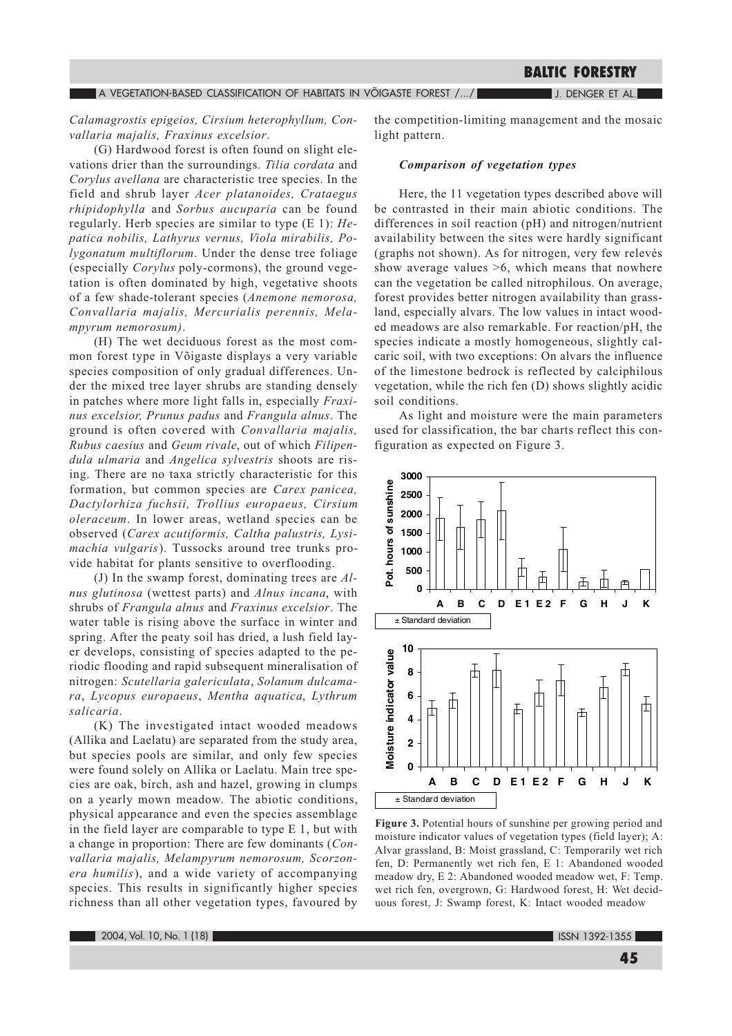*Calamagrostis epigeios, Cirsium heterophyllum, Convallaria majalis, Fraxinus excelsior*.

(G) Hardwood forest is often found on slight elevations drier than the surroundings. *Tilia cordata* and *Corylus avellana* are characteristic tree species. In the field and shrub layer *Acer platanoides, Crataegus rhipidophylla* and *Sorbus aucuparia* can be found regularly. Herb species are similar to type (E 1): *Hepatica nobilis, Lathyrus vernus, Viola mirabilis, Polygonatum multiflorum*. Under the dense tree foliage (especially *Corylus* poly-cormons), the ground vegetation is often dominated by high, vegetative shoots of a few shade-tolerant species (*Anemone nemorosa, Convallaria majalis, Mercurialis perennis, Melampyrum nemorosum)*.

(H) The wet deciduous forest as the most common forest type in Võigaste displays a very variable species composition of only gradual differences. Under the mixed tree layer shrubs are standing densely in patches where more light falls in, especially *Fraxinus excelsior, Prunus padus* and *Frangula alnus*. The ground is often covered with *Convallaria majalis, Rubus caesius* and *Geum rivale*, out of which *Filipendula ulmaria* and *Angelica sylvestris* shoots are rising. There are no taxa strictly characteristic for this formation, but common species are *Carex panicea, Dactylorhiza fuchsii, Trollius europaeus, Cirsium oleraceum*. In lower areas, wetland species can be observed (*Carex acutiformis, Caltha palustris, Lysimachia vulgaris*). Tussocks around tree trunks provide habitat for plants sensitive to overflooding.

(J) In the swamp forest, dominating trees are *Alnus glutinosa* (wettest parts) and *Alnus incana*, with shrubs of *Frangula alnus* and *Fraxinus excelsior*. The water table is rising above the surface in winter and spring. After the peaty soil has dried, a lush field layer develops, consisting of species adapted to the periodic flooding and rapid subsequent mineralisation of nitrogen: *Scutellaria galericulata*, *Solanum dulcamara*, *Lycopus europaeus*, *Mentha aquatica*, *Lythrum salicaria*.

(K) The investigated intact wooded meadows (Allika and Laelatu) are separated from the study area, but species pools are similar, and only few species were found solely on Allika or Laelatu. Main tree species are oak, birch, ash and hazel, growing in clumps on a yearly mown meadow. The abiotic conditions, physical appearance and even the species assemblage in the field layer are comparable to type E 1, but with a change in proportion: There are few dominants (*Convallaria majalis, Melampyrum nemorosum, Scorzonera humilis*), and a wide variety of accompanying species. This results in significantly higher species richness than all other vegetation types, favoured by the competition-limiting management and the mosaic light pattern.

#### *Comparison of vegetation types*

Here, the 11 vegetation types described above will be contrasted in their main abiotic conditions. The differences in soil reaction (pH) and nitrogen/nutrient availability between the sites were hardly significant (graphs not shown). As for nitrogen, very few relevés show average values >6, which means that nowhere can the vegetation be called nitrophilous. On average, forest provides better nitrogen availability than grassland, especially alvars. The low values in intact wooded meadows are also remarkable. For reaction/pH, the species indicate a mostly homogeneous, slightly calcaric soil, with two exceptions: On alvars the influence of the limestone bedrock is reflected by calciphilous vegetation, while the rich fen (D) shows slightly acidic soil conditions.

As light and moisture were the main parameters used for classification, the bar charts reflect this configuration as expected on Figure 3.

**Figure 3.** Potential hours of sunshine per growing period and moisture indicator values of vegetation types (field layer); A: Alvar grassland, B: Moist grassland, C: Temporarily wet rich fen, D: Permanently wet rich fen, E 1: Abandoned wooded meadow dry, E 2: Abandoned wooded meadow wet, F: Temp. wet rich fen, overgrown, G: Hardwood forest, H: Wet deciduous forest, J: Swamp forest, K: Intact wooded meadow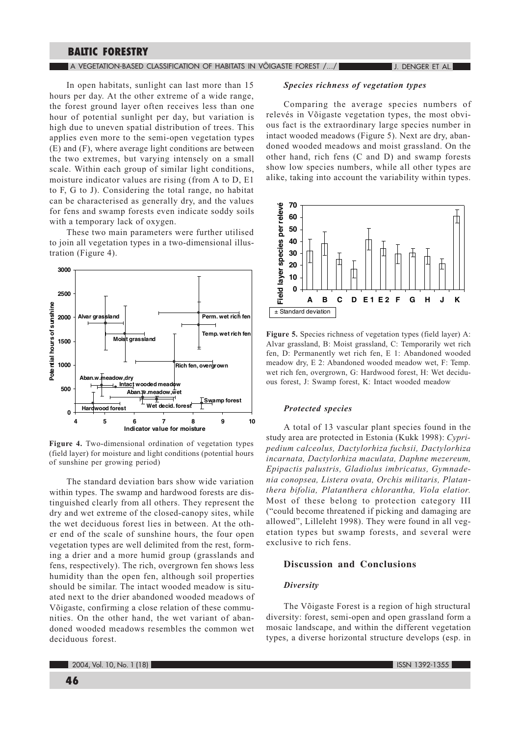In open habitats, sunlight can last more than 15 hours per day. At the other extreme of a wide range, the forest ground layer often receives less than one hour of potential sunlight per day, but variation is high due to uneven spatial distribution of trees. This applies even more to the semi-open vegetation types (E) and (F), where average light conditions are between the two extremes, but varying intensely on a small scale. Within each group of similar light conditions, moisture indicator values are rising (from A to D, E1 to F, G to J). Considering the total range, no habitat can be characterised as generally dry, and the values for fens and swamp forests even indicate soddy soils with a temporary lack of oxygen.

These two main parameters were further utilised to join all vegetation types in a two-dimensional illustration (Figure 4).

**Figure 4.** Two-dimensional ordination of vegetation types (field layer) for moisture and light conditions (potential hours of sunshine per growing period)

The standard deviation bars show wide variation within types. The swamp and hardwood forests are distinguished clearly from all others. They represent the dry and wet extreme of the closed-canopy sites, while the wet deciduous forest lies in between. At the other end of the scale of sunshine hours, the four open vegetation types are well delimited from the rest, forming a drier and a more humid group (grasslands and fens, respectively). The rich, overgrown fen shows less humidity than the open fen, although soil properties should be similar. The intact wooded meadow is situated next to the drier abandoned wooded meadows of Võigaste, confirming a close relation of these communities. On the other hand, the wet variant of abandoned wooded meadows resembles the common wet deciduous forest.

### *Species richness of vegetation types*

Comparing the average species numbers of relevés in Võigaste vegetation types, the most obvious fact is the extraordinary large species number in intact wooded meadows (Figure 5). Next are dry, abandoned wooded meadows and moist grassland. On the other hand, rich fens (C and D) and swamp forests show low species numbers, while all other types are alike, taking into account the variability within types.

**Figure 5.** Species richness of vegetation types (field layer) A: Alvar grassland, B: Moist grassland, C: Temporarily wet rich fen, D: Permanently wet rich fen, E 1: Abandoned wooded meadow dry, E 2: Abandoned wooded meadow wet, F: Temp. wet rich fen, overgrown, G: Hardwood forest, H: Wet deciduous forest, J: Swamp forest, K: Intact wooded meadow

### *Protected species*

A total of 13 vascular plant species found in the study area are protected in Estonia (Kukk 1998): *Cypripedium calceolus, Dactylorhiza fuchsii, Dactylorhiza incarnata, Dactylorhiza maculata, Daphne mezereum, Epipactis palustris, Gladiolus imbricatus, Gymnadenia conopsea, Listera ovata, Orchis militaris, Platanthera bifolia, Platanthera chlorantha, Viola elatior.* Most of these belong to protection category III ("could become threatened if picking and damaging are allowed", Lilleleht 1998). They were found in all vegetation types but swamp forests, and several were exclusive to rich fens.

## Discussion and Conclusions

### *Diversity*

The Võigaste Forest is a region of high structural diversity: forest, semi-open and open grassland form a mosaic landscape, and within the different vegetation types, a diverse horizontal structure develops (esp. in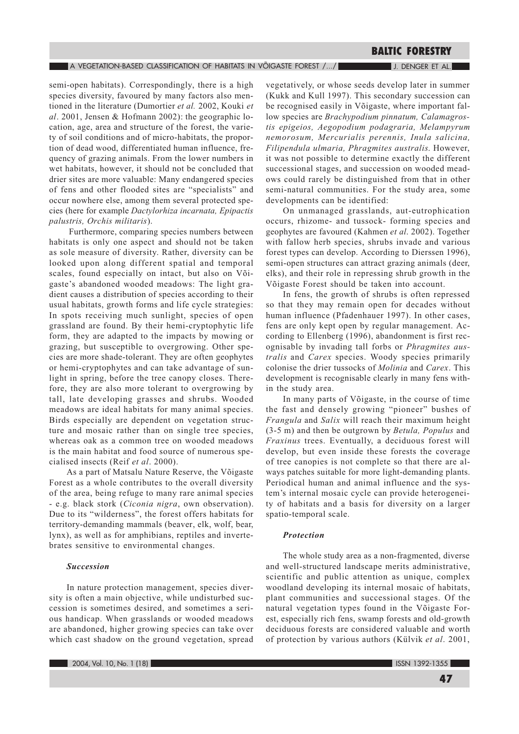semi-open habitats). Correspondingly, there is a high species diversity, favoured by many factors also mentioned in the literature (Dumortier *et al.* 2002, Kouki *et al*. 2001, Jensen & Hofmann 2002): the geographic location, age, area and structure of the forest, the variety of soil conditions and of micro-habitats, the proportion of dead wood, differentiated human influence, frequency of grazing animals. From the lower numbers in wet habitats, however, it should not be concluded that drier sites are more valuable: Many endangered species of fens and other flooded sites are "specialists" and occur nowhere else, among them several protected species (here for example *Dactylorhiza incarnata, Epipactis palustris, Orchis militaris*).

Furthermore, comparing species numbers between habitats is only one aspect and should not be taken as sole measure of diversity. Rather, diversity can be looked upon along different spatial and temporal scales, found especially on intact, but also on Võigaste's abandoned wooded meadows: The light gradient causes a distribution of species according to their usual habitats, growth forms and life cycle strategies: In spots receiving much sunlight, species of open grassland are found. By their hemi-cryptophytic life form, they are adapted to the impacts by mowing or grazing, but susceptible to overgrowing. Other species are more shade-tolerant. They are often geophytes or hemi-cryptophytes and can take advantage of sunlight in spring, before the tree canopy closes. Therefore, they are also more tolerant to overgrowing by tall, late developing grasses and shrubs. Wooded meadows are ideal habitats for many animal species. Birds especially are dependent on vegetation structure and mosaic rather than on single tree species, whereas oak as a common tree on wooded meadows is the main habitat and food source of numerous specialised insects (Reif *et al*. 2000).

As a part of Matsalu Nature Reserve, the Võigaste Forest as a whole contributes to the overall diversity of the area, being refuge to many rare animal species - e.g. black stork (*Ciconia nigra*, own observation). Due to its "wilderness", the forest offers habitats for territory-demanding mammals (beaver, elk, wolf, bear, lynx), as well as for amphibians, reptiles and invertebrates sensitive to environmental changes.

### *Succession*

In nature protection management, species diversity is often a main objective, while undisturbed succession is sometimes desired, and sometimes a serious handicap. When grasslands or wooded meadows are abandoned, higher growing species can take over which cast shadow on the ground vegetation, spread vegetatively, or whose seeds develop later in summer (Kukk and Kull 1997). This secondary succession can be recognised easily in Võigaste, where important fallow species are *Brachypodium pinnatum, Calamagrostis epigeios, Aegopodium podagraria, Melampyrum nemorosum, Mercurialis perennis, Inula salicina, Filipendula ulmaria, Phragmites australis*. However, it was not possible to determine exactly the different successional stages, and succession on wooded meadows could rarely be distinguished from that in other semi-natural communities. For the study area, some developments can be identified:

On unmanaged grasslands, aut-eutrophication occurs, rhizome- and tussock- forming species and geophytes are favoured (Kahmen *et al*. 2002). Together with fallow herb species, shrubs invade and various forest types can develop. According to Dierssen 1996), semi-open structures can attract grazing animals (deer, elks), and their role in repressing shrub growth in the Võigaste Forest should be taken into account.

In fens, the growth of shrubs is often repressed so that they may remain open for decades without human influence (Pfadenhauer 1997). In other cases, fens are only kept open by regular management. According to Ellenberg (1996), abandonment is first recognisable by invading tall forbs or *Phragmites australis* and *Carex* species. Woody species primarily colonise the drier tussocks of *Molinia* and *Carex*. This development is recognisable clearly in many fens within the study area.

In many parts of Võigaste, in the course of time the fast and densely growing "pioneer" bushes of *Frangula* and *Salix* will reach their maximum height (3-5 m) and then be outgrown by *Betula, Populus* and *Fraxinus* trees. Eventually, a deciduous forest will develop, but even inside these forests the coverage of tree canopies is not complete so that there are always patches suitable for more light-demanding plants. Periodical human and animal influence and the system's internal mosaic cycle can provide heterogeneity of habitats and a basis for diversity on a larger spatio-temporal scale.

### *Protection*

The whole study area as a non-fragmented, diverse and well-structured landscape merits administrative, scientific and public attention as unique, complex woodland developing its internal mosaic of habitats, plant communities and successional stages. Of the natural vegetation types found in the Võigaste Forest, especially rich fens, swamp forests and old-growth deciduous forests are considered valuable and worth of protection by various authors (Külvik *et al*. 2001,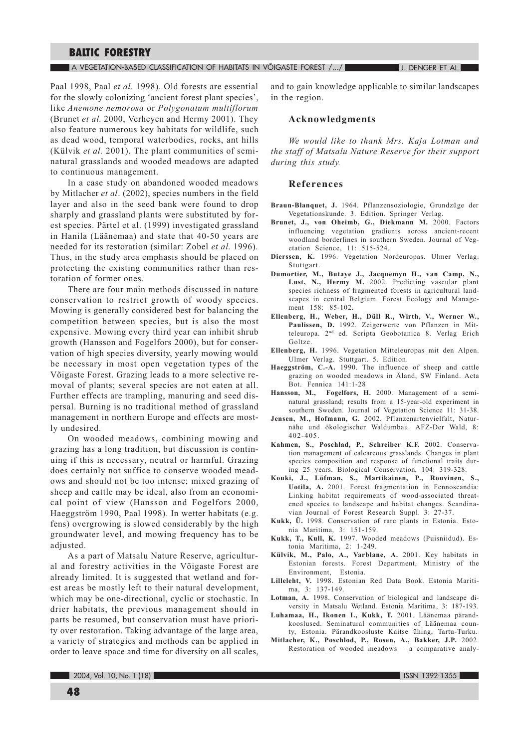Paal 1998, Paal *et al.* 1998). Old forests are essential for the slowly colonizing 'ancient forest plant species', like *Anemone nemorosa* or *Polygonatum multiflorum* (Brunet *et al.* 2000, Verheyen and Hermy 2001). They also feature numerous key habitats for wildlife, such as dead wood, temporal waterbodies, rocks, ant hills (Külvik *et al.* 2001). The plant communities of semi-natural grasslands and wooded meadows are adapted to continuous management.

In a case study on abandoned wooded meadows by Mitlacher *et al*. (2002), species numbers in the field layer and also in the seed bank were found to drop sharply and grassland plants were substituted by forest species. Pärtel et al. (1999) investigated grassland in Hanila (Läänemaa) and state that 40-50 years are needed for its restoration (similar: Zobel *et al.* 1996). Thus, in the study area emphasis should be placed on protecting the existing communities rather than restoration of former ones.

There are four main methods discussed in nature conservation to restrict growth of woody species. Mowing is generally considered best for balancing the competition between species, but is also the most expensive. Mowing every third year can inhibit shrub growth (Hansson and Fogelfors 2000), but for conservation of high species diversity, yearly mowing would be necessary in most open vegetation types of the Võigaste Forest. Grazing leads to a more selective removal of plants; several species are not eaten at all. Further effects are trampling, manuring and seed dispersal. Burning is no traditional method of grassland management in northern Europe and effects are mostly undesired.

On wooded meadows, combining mowing and grazing has a long tradition, but discussion is continuing if this is necessary, neutral or harmful. Grazing does certainly not suffice to conserve wooded meadows and should not be too intense; mixed grazing of sheep and cattle may be ideal, also from an economical point of view (Hansson and Fogelfors 2000, Haeggström 1990, Paal 1998). In wetter habitats (e.g. fens) overgrowing is slowed considerably by the high groundwater level, and mowing frequency has to be adjusted.

As a part of Matsalu Nature Reserve, agricultural and forestry activities in the Võigaste Forest are already limited. It is suggested that wetland and forest areas be mostly left to their natural development, which may be one-directional, cyclic or stochastic. In drier habitats, the previous management should in parts be resumed, but conservation must have priority over restoration. Taking advantage of the large area, a variety of strategies and methods can be applied in order to leave space and time for diversity on all scales, and to gain knowledge applicable to similar landscapes in the region.

## Acknowledgments

*We would like to thank Mrs. Kaja Lotman and the staff of Matsalu Nature Reserve for their support during this study.*

## References

**Braun-Blanquet, J.** 1964. Pflanzensoziologie, Grundzüge der Vegetationskunde. 3. Edition. Springer Verlag.

**Brunet, J., von Oheimb, G., Diekmann M.** 2000. Factors influencing vegetation gradients across ancient-recent woodland borderlines in southern Sweden. Journal of Vegetation Science, 11: 515-524.

**Dierssen, K.** 1996. Vegetation Nordeuropas. Ulmer Verlag. Stuttgart.

**Dumortier, M., Butaye J., Jacquemyn H., van Camp, N., Lust, N., Hermy M.** 2002. Predicting vascular plant species richness of fragmented forests in agricultural landscapes in central Belgium. Forest Ecology and Management 158: 85-102.

**Ellenberg, H., Weber, H., Düll R., Wirth, V., Werner W., Paulissen, D.** 1992. Zeigerwerte von Pflanzen in Mitteleuropa. 2nd ed. Scripta Geobotanica 8. Verlag Erich Goltze.

**Ellenberg, H.** 1996. Vegetation Mitteleuropas mit den Alpen. Ulmer Verlag. Stuttgart. 5. Edition.

**Haeggström, C.-A.** 1990. The influence of sheep and cattle grazing on wooded meadows in Äland, SW Finland. Acta Bot. Fennica 141:1-28

**Hansson, M., Fogelfors, H.** 2000. Management of a seminatural grassland; results from a 15-year-old experiment in southern Sweden. Journal of Vegetation Science 11: 31-38.

**Jensen, M., Hofmann, G.** 2002. Pflanzenartenvielfalt, Naturnähe und ökologischer Waldumbau. AFZ-Der Wald, 8: 402-405.

**Kahmen, S., Poschlad, P., Schreiber K.F.** 2002. Conservation management of calcareous grasslands. Changes in plant species composition and response of functional traits during 25 years. Biological Conservation, 104: 319-328.

**Kouki, J., Löfman, S., Martikainen, P., Rouvinen, S., Uotila, A.** 2001. Forest fragmentation in Fennoscandia: Linking habitat requirements of wood-associated threatened species to landscape and habitat changes. Scandinavian Journal of Forest Research Suppl. 3: 27-37.

**Kukk, Ü.** 1998. Conservation of rare plants in Estonia. Estonia Maritima, 3: 151-159.

**Kukk, T., Kull, K.** 1997. Wooded meadows (Puisniidud). Estonia Maritima, 2: 1-249.

**Külvik, M., Palo, A., Varblane, A.** 2001. Key habitats in Estonian forests. Forest Department, Ministry of the Environment, Estonia.

**Lilleleht, V.** 1998. Estonian Red Data Book. Estonia Maritima, 3: 137-149.

**Lotman, A.** 1998. Conservation of biological and landscape diversity in Matsalu Wetland. Estonia Maritima, 3: 187-193.

**Luhamaa, H., Ikonen I., Kukk, T.** 2001. Läänemaa pärandkooslused. Seminatural communities of Läänemaa county, Estonia. Pärandkoosluste Kaitse ühing, Tartu-Turku.

**Mitlacher, K., Poschlod, P., Rosen, A., Bakker, J.P.** 2002. Restoration of wooded meadows – a comparative analy-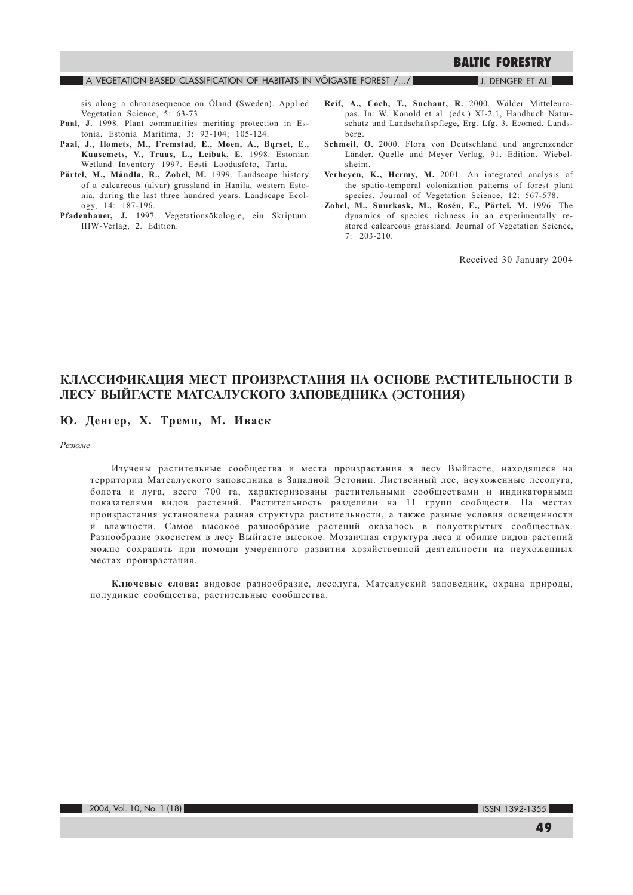sis along a chronosequence on Öland (Sweden). Applied Vegetation Science, 5: 63-73.

**Paal, J.** 1998. Plant communities meriting protection in Estonia. Estonia Maritima, 3: 93-104; 105-124.

**Paal, J., Ilomets, M., Fremstad, E., Moen, A., Bųrset, E., Kuusemets, V., Truus, L., Leibak, E.** 1998. Estonian Wetland Inventory 1997. Eesti Loodusfoto, Tartu.

**Pärtel, M., Mändla, R., Zobel, M.** 1999. Landscape history of a calcareous (alvar) grassland in Hanila, western Estonia, during the last three hundred years. Landscape Ecology, 14: 187-196.

**Pfadenhauer, J.** 1997. Vegetationsökologie, ein Skriptum. IHW-Verlag, 2. Edition.

**Reif, A., Coch, T., Suchant, R.** 2000. Wälder Mitteleuropas. In: W. Konold et al. (eds.) XI-2.1, Handbuch Naturschutz und Landschaftspflege, Erg. Lfg. 3. Ecomed. Landsberg.

**Schmeil, O.** 2000. Flora von Deutschland und angrenzender Länder. Quelle und Meyer Verlag, 91. Edition. Wiebelsheim.

**Verheyen, K., Hermy, M.** 2001. An integrated analysis of the spatio-temporal colonization patterns of forest plant species. Journal of Vegetation Science, 12: 567-578.

**Zobel, M., Suurkask, M., Rosén, E., Pärtel, M.** 1996. The dynamics of species richness in an experimentally restored calcareous grassland. Journal of Vegetation Science, 7: 203-210.

Received 30 January 2004

## КЛАССИФИКАЦИЯ МЕСТ ПРОИЗРАСТАНИЯ НА ОСНОВЕ РАСТИТЕЛЬНОСТИ В ЛЕСУ ВЫЙГАСТЕ МАТСАЛУСКОГО ЗАПОВЕДНИКА (ЭСТОНИЯ)

### Ю. Денгер, Х. Тремп, М. Иваск

*Резюме*

Изучены растительные сообщества и места произрастания в лесу Выйгасте, находящемся на территории Матсалуского заповедника в Западной Эстонии. Лиственный лес, неухоженные лесолуга, болота и луга, всего 700 га, характеризованы растительными сообществами и индикаторными показателями видов растений. Растительность разделили на 11 групп сообществ. На местах произрастания установлена разная структура растительности, а также разные условия освещенности и влажности. Самое высокое разнообразие растений оказалось в полуоткрытых сообществах. Разнообразие экосистем в лесу Выйгасте высокое. Мозаичная структура леса и обилие видов растений можно сохранять при помощи умеренного развития хозяйственной деятельности на неухоженных местах произрастания.

**Ключевые слова:** видовое разнообразие, лесолуга, Матсалуский заповедник, охрана природы, полудикие сообщества, растительные сообщества.